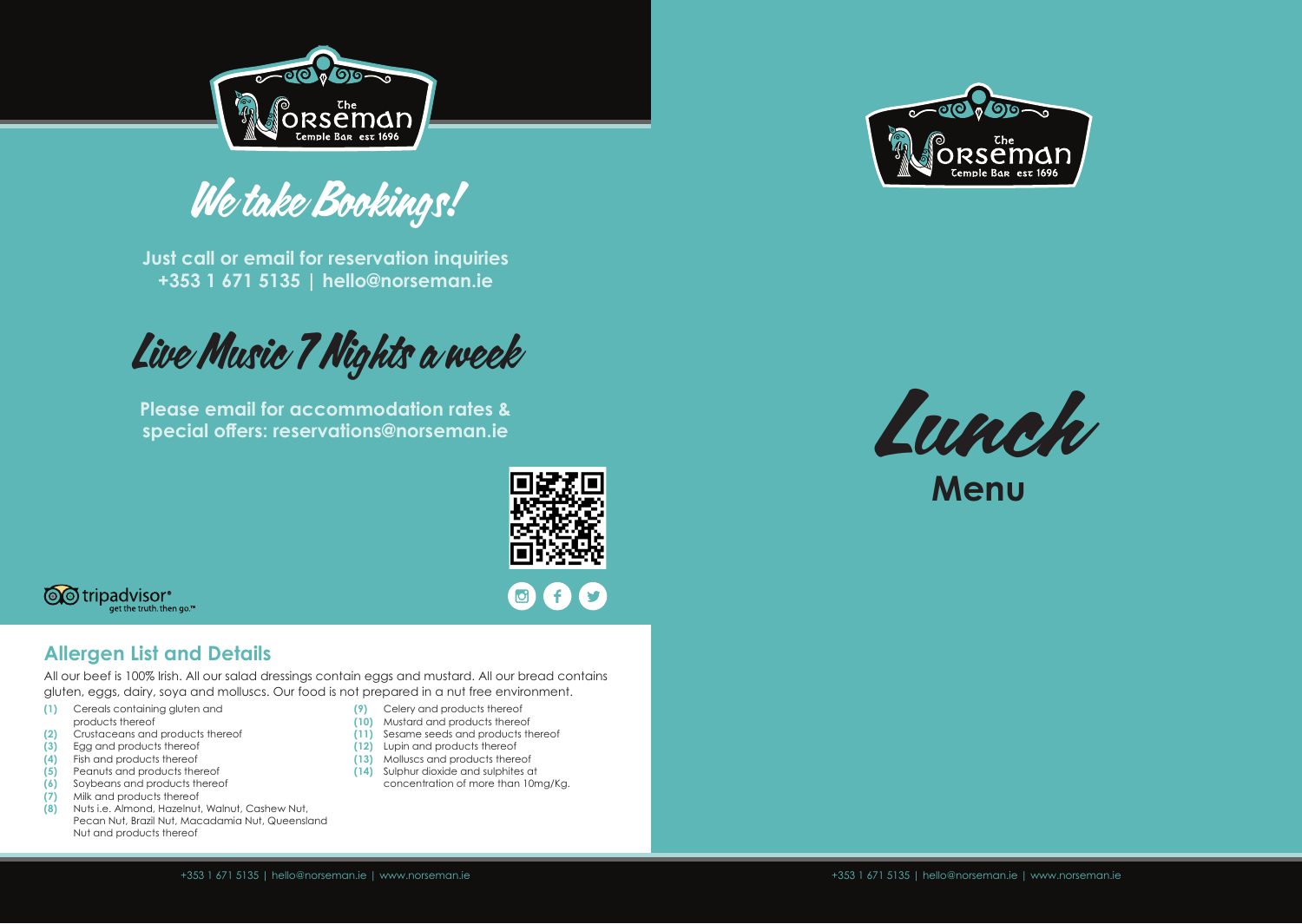# The Norseman

Temple Bar est 1696

## We take Bookings!

**Just call or email for reservation inquiries**
**+353 1 671 5135 | hello@norseman.ie**

## Live Music 7 Nights a week

**Please email for accommodation rates & special offers: reservations@norseman.ie**

tripadvisor® get the truth. then go.™

## Allergen List and Details

All our beef is 100% Irish. All our salad dressings contain eggs and mustard. All our bread contains gluten, eggs, dairy, soya and molluscs. Our food is not prepared in a nut free environment.

- **(1)** Cereals containing gluten and products thereof
- **(2)** Crustaceans and products thereof
- **(3)** Egg and products thereof
- **(4)** Fish and products thereof
- **(5)** Peanuts and products thereof
- **(6)** Soybeans and products thereof
- **(7)** Milk and products thereof
- **(8)** Nuts i.e. Almond, Hazelnut, Walnut, Cashew Nut, Pecan Nut, Brazil Nut, Macadamia Nut, Queensland Nut and products thereof
- **(9)** Celery and products thereof
- **(10)** Mustard and products thereof
- **(11)** Sesame seeds and products thereof
- **(12)** Lupin and products thereof
- **(13)** Molluscs and products thereof
- **(14)** Sulphur dioxide and sulphites at concentration of more than 10mg/Kg.

+353 1 671 5135 | hello@norseman.ie | www.norseman.ie

# The Norseman

Temple Bar est 1696

# Lunch Menu

+353 1 671 5135 | hello@norseman.ie | www.norseman.ie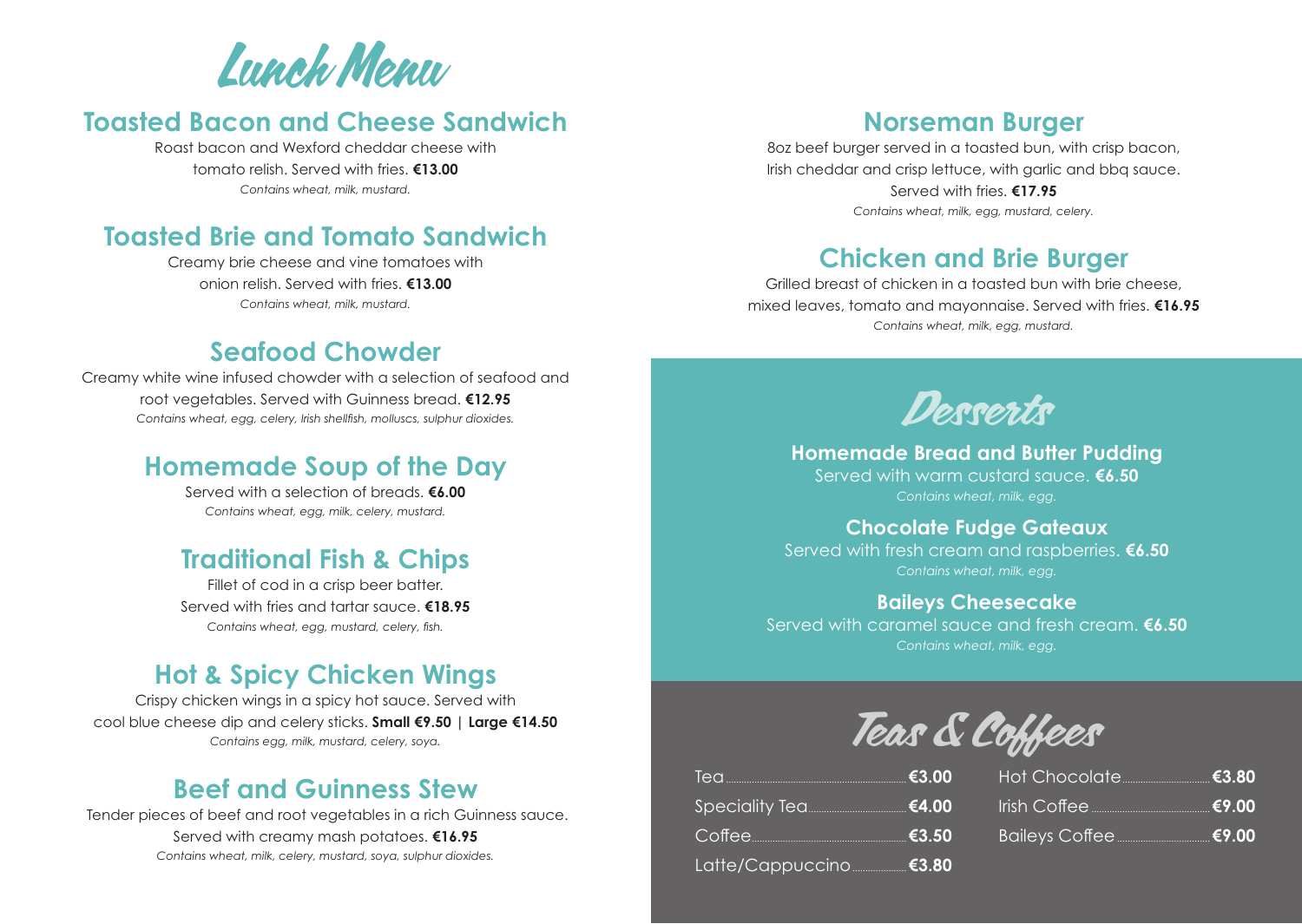# Lunch Menu

## Toasted Bacon and Cheese Sandwich

Roast bacon and Wexford cheddar cheese with tomato relish. Served with fries. **€13.00**

*Contains wheat, milk, mustard.*

## Toasted Brie and Tomato Sandwich

Creamy brie cheese and vine tomatoes with onion relish. Served with fries. **€13.00**

*Contains wheat, milk, mustard.*

## Seafood Chowder

Creamy white wine infused chowder with a selection of seafood and root vegetables. Served with Guinness bread. **€12.95**

*Contains wheat, egg, celery, Irish shellfish, molluscs, sulphur dioxides.*

## Homemade Soup of the Day

Served with a selection of breads. **€6.00**

*Contains wheat, egg, milk, celery, mustard.*

## Traditional Fish & Chips

Fillet of cod in a crisp beer batter. Served with fries and tartar sauce. **€18.95**

*Contains wheat, egg, mustard, celery, fish.*

## Hot & Spicy Chicken Wings

Crispy chicken wings in a spicy hot sauce. Served with cool blue cheese dip and celery sticks. **Small €9.50** | **Large €14.50**

*Contains egg, milk, mustard, celery, soya.*

## Beef and Guinness Stew

Tender pieces of beef and root vegetables in a rich Guinness sauce. Served with creamy mash potatoes. **€16.95**

*Contains wheat, milk, celery, mustard, soya, sulphur dioxides.*

## Norseman Burger

8oz beef burger served in a toasted bun, with crisp bacon, Irish cheddar and crisp lettuce, with garlic and bbq sauce. Served with fries. **€17.95**

*Contains wheat, milk, egg, mustard, celery.*

## Chicken and Brie Burger

Grilled breast of chicken in a toasted bun with brie cheese, mixed leaves, tomato and mayonnaise. Served with fries. **€16.95**

*Contains wheat, milk, egg, mustard.*

# Desserts

### Homemade Bread and Butter Pudding

Served with warm custard sauce. **€6.50**

*Contains wheat, milk, egg.*

### Chocolate Fudge Gateaux

Served with fresh cream and raspberries. **€6.50**

*Contains wheat, milk, egg.*

### Baileys Cheesecake

Served with caramel sauce and fresh cream. **€6.50**

*Contains wheat, milk, egg.*

# Teas & Coffees

| | | | |
|---|---|---|---|
| Tea | **€3.00** | Hot Chocolate | **€3.80** |
| Speciality Tea | **€4.00** | Irish Coffee | **€9.00** |
| Coffee | **€3.50** | Baileys Coffee | **€9.00** |
| Latte/Cappuccino | **€3.80** | | |